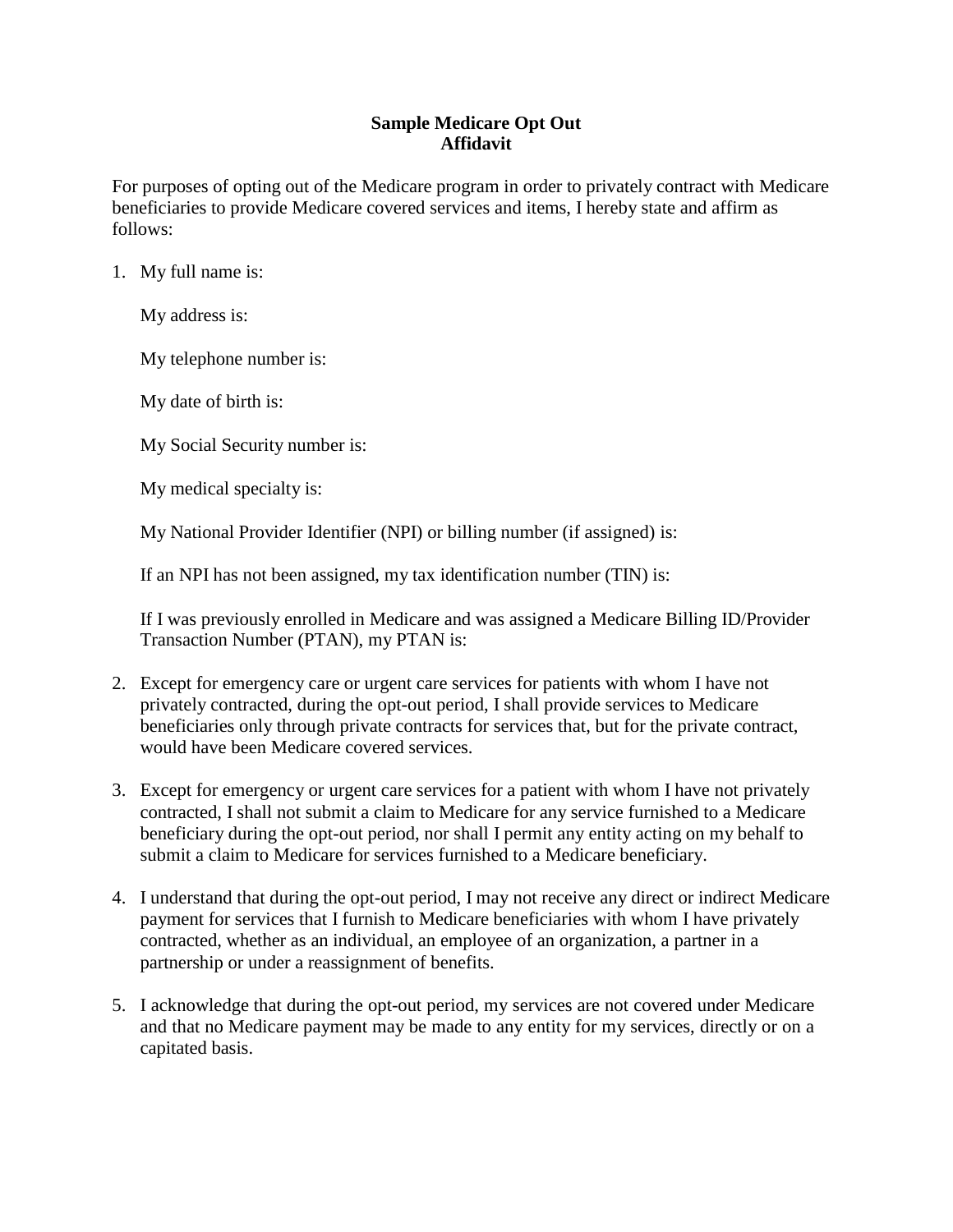# Sample Medicare Opt Out Affidavit

For purposes of opting out of the Medicare program in order to privately contract with Medicare beneficiaries to provide Medicare covered services and items, I hereby state and affirm as follows:

1. My full name is:

   My address is:

   My telephone number is:

   My date of birth is:

   My Social Security number is:

   My medical specialty is:

   My National Provider Identifier (NPI) or billing number (if assigned) is:

   If an NPI has not been assigned, my tax identification number (TIN) is:

   If I was previously enrolled in Medicare and was assigned a Medicare Billing ID/Provider Transaction Number (PTAN), my PTAN is:

2. Except for emergency care or urgent care services for patients with whom I have not privately contracted, during the opt-out period, I shall provide services to Medicare beneficiaries only through private contracts for services that, but for the private contract, would have been Medicare covered services.

3. Except for emergency or urgent care services for a patient with whom I have not privately contracted, I shall not submit a claim to Medicare for any service furnished to a Medicare beneficiary during the opt-out period, nor shall I permit any entity acting on my behalf to submit a claim to Medicare for services furnished to a Medicare beneficiary.

4. I understand that during the opt-out period, I may not receive any direct or indirect Medicare payment for services that I furnish to Medicare beneficiaries with whom I have privately contracted, whether as an individual, an employee of an organization, a partner in a partnership or under a reassignment of benefits.

5. I acknowledge that during the opt-out period, my services are not covered under Medicare and that no Medicare payment may be made to any entity for my services, directly or on a capitated basis.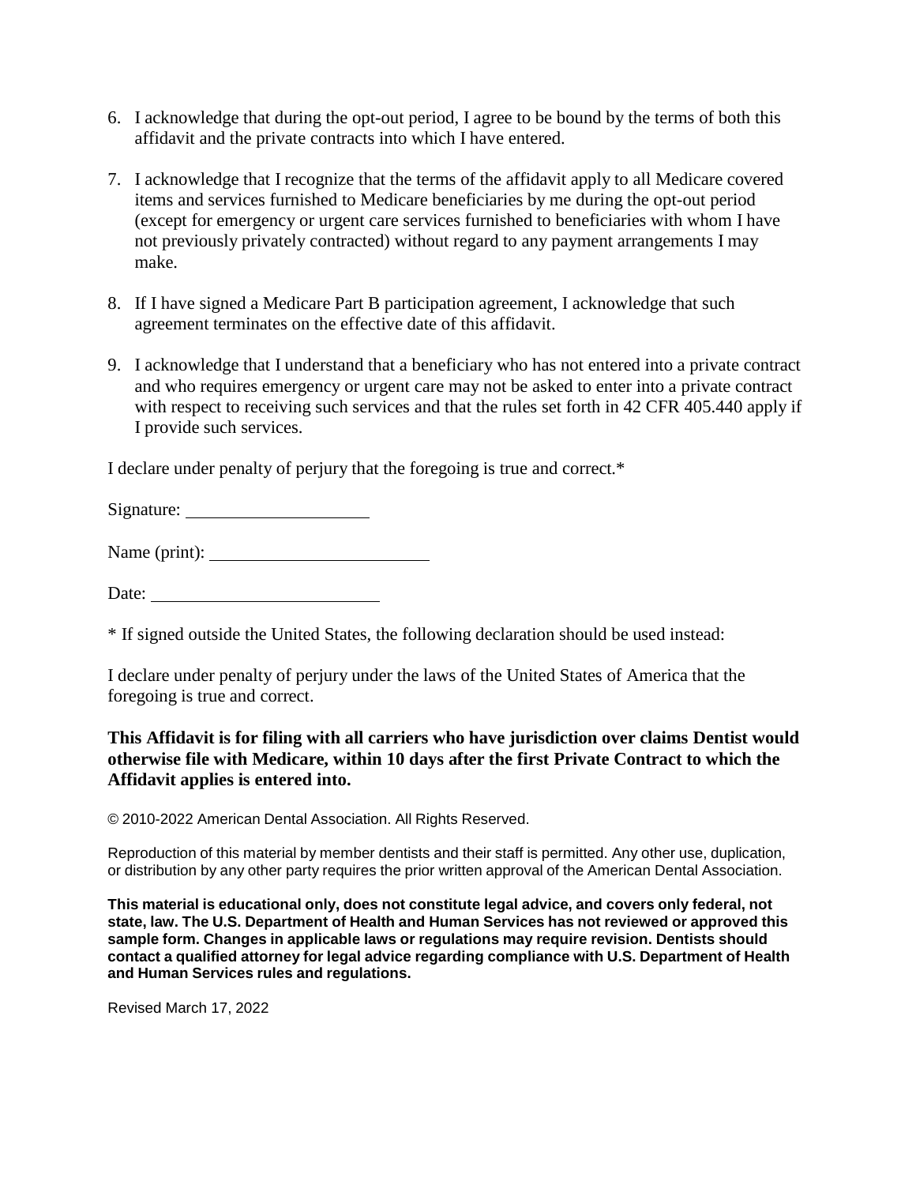6. I acknowledge that during the opt-out period, I agree to be bound by the terms of both this affidavit and the private contracts into which I have entered.

7. I acknowledge that I recognize that the terms of the affidavit apply to all Medicare covered items and services furnished to Medicare beneficiaries by me during the opt-out period (except for emergency or urgent care services furnished to beneficiaries with whom I have not previously privately contracted) without regard to any payment arrangements I may make.

8. If I have signed a Medicare Part B participation agreement, I acknowledge that such agreement terminates on the effective date of this affidavit.

9. I acknowledge that I understand that a beneficiary who has not entered into a private contract and who requires emergency or urgent care may not be asked to enter into a private contract with respect to receiving such services and that the rules set forth in 42 CFR 405.440 apply if I provide such services.

I declare under penalty of perjury that the foregoing is true and correct.*

Signature: ____________________

Name (print): ________________________

Date: _________________________

* If signed outside the United States, the following declaration should be used instead:

I declare under penalty of perjury under the laws of the United States of America that the foregoing is true and correct.

**This Affidavit is for filing with all carriers who have jurisdiction over claims Dentist would otherwise file with Medicare, within 10 days after the first Private Contract to which the Affidavit applies is entered into.**

© 2010-2022 American Dental Association. All Rights Reserved.

Reproduction of this material by member dentists and their staff is permitted. Any other use, duplication, or distribution by any other party requires the prior written approval of the American Dental Association.

**This material is educational only, does not constitute legal advice, and covers only federal, not state, law. The U.S. Department of Health and Human Services has not reviewed or approved this sample form. Changes in applicable laws or regulations may require revision. Dentists should contact a qualified attorney for legal advice regarding compliance with U.S. Department of Health and Human Services rules and regulations.**

Revised March 17, 2022